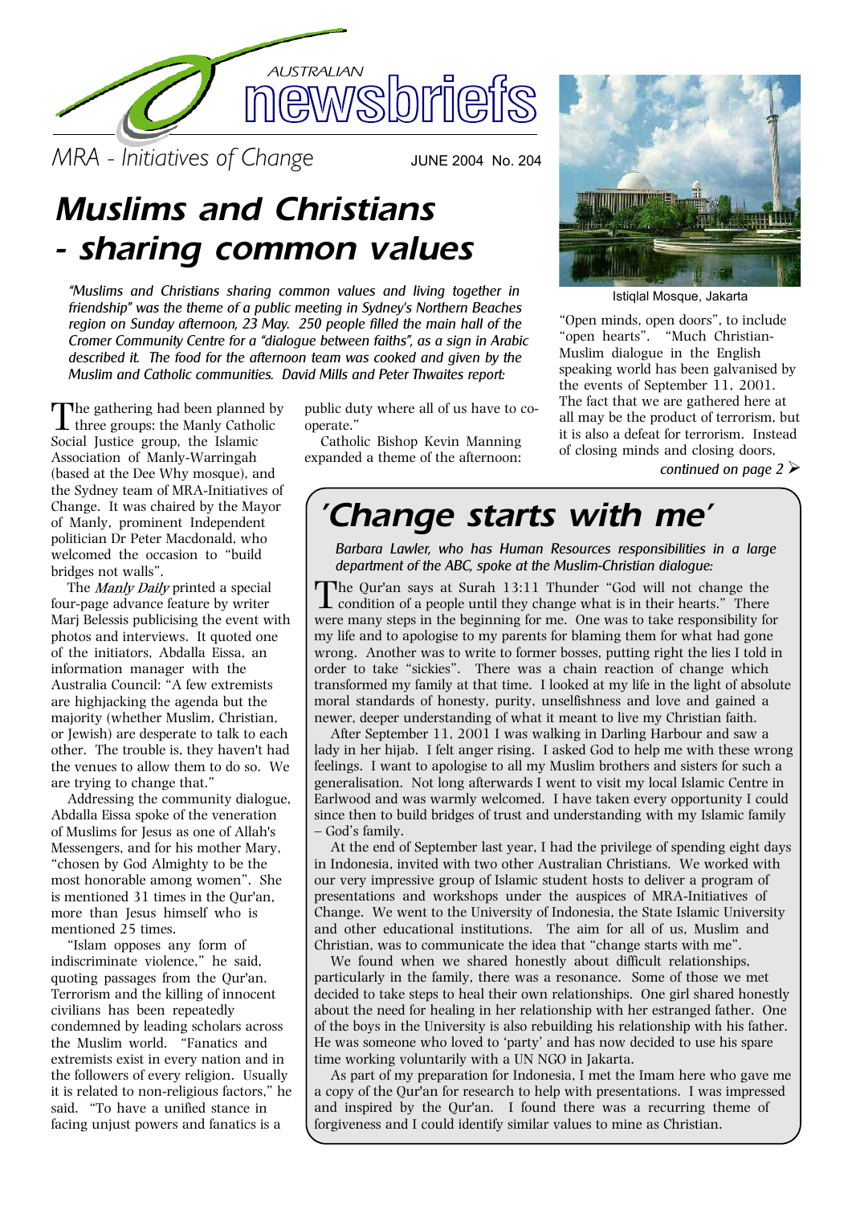AUSTRALIAN

# newsbriefs

MRA - Initiatives of Change

JUNE 2004 No. 204

# Muslims and Christians - sharing common values

*"Muslims and Christians sharing common values and living together in friendship" was the theme of a public meeting in Sydney's Northern Beaches region on Sunday afternoon, 23 May. 250 people filled the main hall of the Cromer Community Centre for a "dialogue between faiths", as a sign in Arabic described it. The food for the afternoon team was cooked and given by the Muslim and Catholic communities. David Mills and Peter Thwaites report:*

The gathering had been planned by three groups: the Manly Catholic Social Justice group, the Islamic Association of Manly-Warringah (based at the Dee Why mosque), and the Sydney team of MRA-Initiatives of Change. It was chaired by the Mayor of Manly, prominent Independent politician Dr Peter Macdonald, who welcomed the occasion to "build bridges not walls".

The *Manly Daily* printed a special four-page advance feature by writer Marj Belessis publicising the event with photos and interviews. It quoted one of the initiators, Abdalla Eissa, an information manager with the Australia Council: "A few extremists are highjacking the agenda but the majority (whether Muslim, Christian, or Jewish) are desperate to talk to each other. The trouble is, they haven't had the venues to allow them to do so. We are trying to change that."

Addressing the community dialogue, Abdalla Eissa spoke of the veneration of Muslims for Jesus as one of Allah's Messengers, and for his mother Mary, "chosen by God Almighty to be the most honorable among women". She is mentioned 31 times in the Qur'an, more than Jesus himself who is mentioned 25 times.

"Islam opposes any form of indiscriminate violence," he said, quoting passages from the Qur'an. Terrorism and the killing of innocent civilians has been repeatedly condemned by leading scholars across the Muslim world. "Fanatics and extremists exist in every nation and in the followers of every religion. Usually it is related to non-religious factors," he said. "To have a unified stance in facing unjust powers and fanatics is a public duty where all of us have to co-operate."

Catholic Bishop Kevin Manning expanded a theme of the afternoon: "Open minds, open doors", to include "open hearts". "Much Christian-Muslim dialogue in the English speaking world has been galvanised by the events of September 11, 2001. The fact that we are gathered here at all may be the product of terrorism, but it is also a defeat for terrorism. Instead of closing minds and closing doors,

*continued on page 2*

Istiqlal Mosque, Jakarta

## 'Change starts with me'

*Barbara Lawler, who has Human Resources responsibilities in a large department of the ABC, spoke at the Muslim-Christian dialogue:*

The Qur'an says at Surah 13:11 Thunder "God will not change the condition of a people until they change what is in their hearts." There were many steps in the beginning for me. One was to take responsibility for my life and to apologise to my parents for blaming them for what had gone wrong. Another was to write to former bosses, putting right the lies I told in order to take "sickies". There was a chain reaction of change which transformed my family at that time. I looked at my life in the light of absolute moral standards of honesty, purity, unselfishness and love and gained a newer, deeper understanding of what it meant to live my Christian faith.

After September 11, 2001 I was walking in Darling Harbour and saw a lady in her hijab. I felt anger rising. I asked God to help me with these wrong feelings. I want to apologise to all my Muslim brothers and sisters for such a generalisation. Not long afterwards I went to visit my local Islamic Centre in Earlwood and was warmly welcomed. I have taken every opportunity I could since then to build bridges of trust and understanding with my Islamic family – God's family.

At the end of September last year, I had the privilege of spending eight days in Indonesia, invited with two other Australian Christians. We worked with our very impressive group of Islamic student hosts to deliver a program of presentations and workshops under the auspices of MRA-Initiatives of Change. We went to the University of Indonesia, the State Islamic University and other educational institutions. The aim for all of us, Muslim and Christian, was to communicate the idea that "change starts with me".

We found when we shared honestly about difficult relationships, particularly in the family, there was a resonance. Some of those we met decided to take steps to heal their own relationships. One girl shared honestly about the need for healing in her relationship with her estranged father. One of the boys in the University is also rebuilding his relationship with his father. He was someone who loved to 'party' and has now decided to use his spare time working voluntarily with a UN NGO in Jakarta.

As part of my preparation for Indonesia, I met the Imam here who gave me a copy of the Qur'an for research to help with presentations. I was impressed and inspired by the Qur'an. I found there was a recurring theme of forgiveness and I could identify similar values to mine as Christian.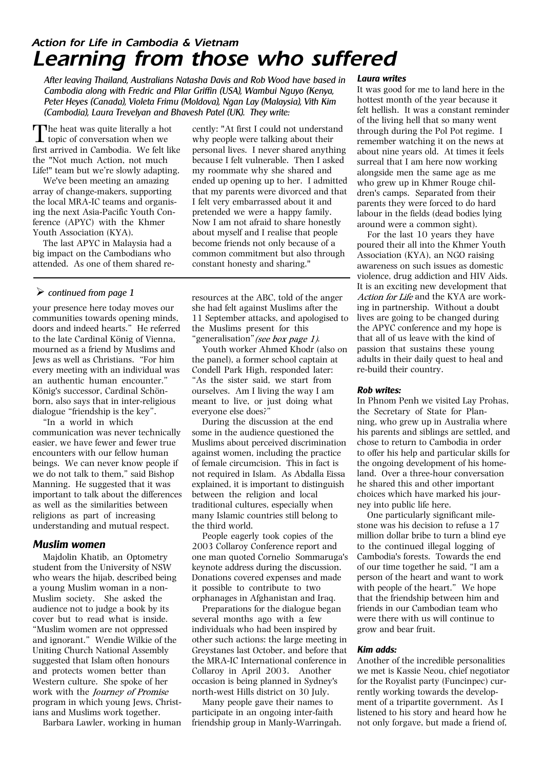### *Action for Life in Cambodia & Vietnam*

# *Learning from those who suffered*

*After leaving Thailand, Australians Natasha Davis and Rob Wood have based in Cambodia along with Fredric and Pilar Griffin (USA), Wambui Nguyo (Kenya, Peter Heyes (Canada), Violeta Frimu (Moldova), Ngan Lay (Malaysia), Vith Kim (Cambodia), Laura Trevelyan and Bhavesh Patel (UK). They write:*

The heat was quite literally a hot topic of conversation when we first arrived in Cambodia. We felt like the "Not much Action, not much Life!" team but we're slowly adapting.

We've been meeting an amazing array of change-makers, supporting the local MRA-IC teams and organising the next Asia-Pacific Youth Conference (APYC) with the Khmer Youth Association (KYA).

The last APYC in Malaysia had a big impact on the Cambodians who attended. As one of them shared recently: "At first I could not understand why people were talking about their personal lives. I never shared anything because I felt vulnerable. Then I asked my roommate why she shared and ended up opening up to her. I admitted that my parents were divorced and that I felt very embarrassed about it and pretended we were a happy family. Now I am not afraid to share honestly about myself and I realise that people become friends not only because of a common commitment but also through constant honesty and sharing."

#### *Laura writes*

It was good for me to land here in the hottest month of the year because it felt hellish. It was a constant reminder of the living hell that so many went through during the Pol Pot regime. I remember watching it on the news at about nine years old. At times it feels surreal that I am here now working alongside men the same age as me who grew up in Khmer Rouge children's camps. Separated from their parents they were forced to do hard labour in the fields (dead bodies lying around were a common sight).

For the last 10 years they have poured their all into the Khmer Youth Association (KYA), an NGO raising awareness on such issues as domestic violence, drug addiction and HIV Aids. It is an exciting new development that *Action for Life* and the KYA are working in partnership. Without a doubt lives are going to be changed during the APYC conference and my hope is that all of us leave with the kind of passion that sustains these young adults in their daily quest to heal and re-build their country.

#### *Rob writes:*

In Phnom Penh we visited Lay Prohas, the Secretary of State for Planning, who grew up in Australia where his parents and siblings are settled, and chose to return to Cambodia in order to offer his help and particular skills for the ongoing development of his homeland. Over a three-hour conversation he shared this and other important choices which have marked his journey into public life here.

One particularly significant milestone was his decision to refuse a 17 million dollar bribe to turn a blind eye to the continued illegal logging of Cambodia's forests. Towards the end of our time together he said, "I am a person of the heart and want to work with people of the heart." We hope that the friendship between him and friends in our Cambodian team who were there with us will continue to grow and bear fruit.

#### *Kim adds:*

Another of the incredible personalities we met is Kassie Neou, chief negotiator for the Royalist party (Funcinpec) currently working towards the development of a tripartite government. As I listened to his story and heard how he not only forgave, but made a friend of,

---

➢ *continued from page 1*

your presence here today moves our communities towards opening minds, doors and indeed hearts." He referred to the late Cardinal König of Vienna, mourned as a friend by Muslims and Jews as well as Christians. "For him every meeting with an individual was an authentic human encounter." König's successor, Cardinal Schönborn, also says that in inter-religious dialogue "friendship is the key".

"In a world in which communication was never technically easier, we have fewer and fewer true encounters with our fellow human beings. We can never know people if we do not talk to them," said Bishop Manning. He suggested that it was important to talk about the differences as well as the similarities between religions as part of increasing understanding and mutual respect.

### *Muslim women*

Majdolin Khatib, an Optometry student from the University of NSW who wears the hijab, described being a young Muslim woman in a non-Muslim society. She asked the audience not to judge a book by its cover but to read what is inside. "Muslim women are not oppressed and ignorant." Wendie Wilkie of the Uniting Church National Assembly suggested that Islam often honours and protects women better than Western culture. She spoke of her work with the *Journey of Promise* program in which young Jews, Christians and Muslims work together.

Barbara Lawler, working in human resources at the ABC, told of the anger she had felt against Muslims after the 11 September attacks, and apologised to the Muslims present for this "generalisation" *(see box page 1)*.

Youth worker Ahmed Khodr (also on the panel), a former school captain at Condell Park High, responded later: "As the sister said, we start from ourselves. Am I living the way I am meant to live, or just doing what everyone else does?"

During the discussion at the end some in the audience questioned the Muslims about perceived discrimination against women, including the practice of female circumcision. This in fact is not required in Islam. As Abdalla Eissa explained, it is important to distinguish between the religion and local traditional cultures, especially when many Islamic countries still belong to the third world.

People eagerly took copies of the 2003 Collaroy Conference report and one man quoted Cornelio Sommaruga's keynote address during the discussion. Donations covered expenses and made it possible to contribute to two orphanages in Afghanistan and Iraq.

Preparations for the dialogue began several months ago with a few individuals who had been inspired by other such actions: the large meeting in Greystanes last October, and before that the MRA-IC International conference in Collaroy in April 2003. Another occasion is being planned in Sydney's north-west Hills district on 30 July.

Many people gave their names to participate in an ongoing inter-faith friendship group in Manly-Warringah.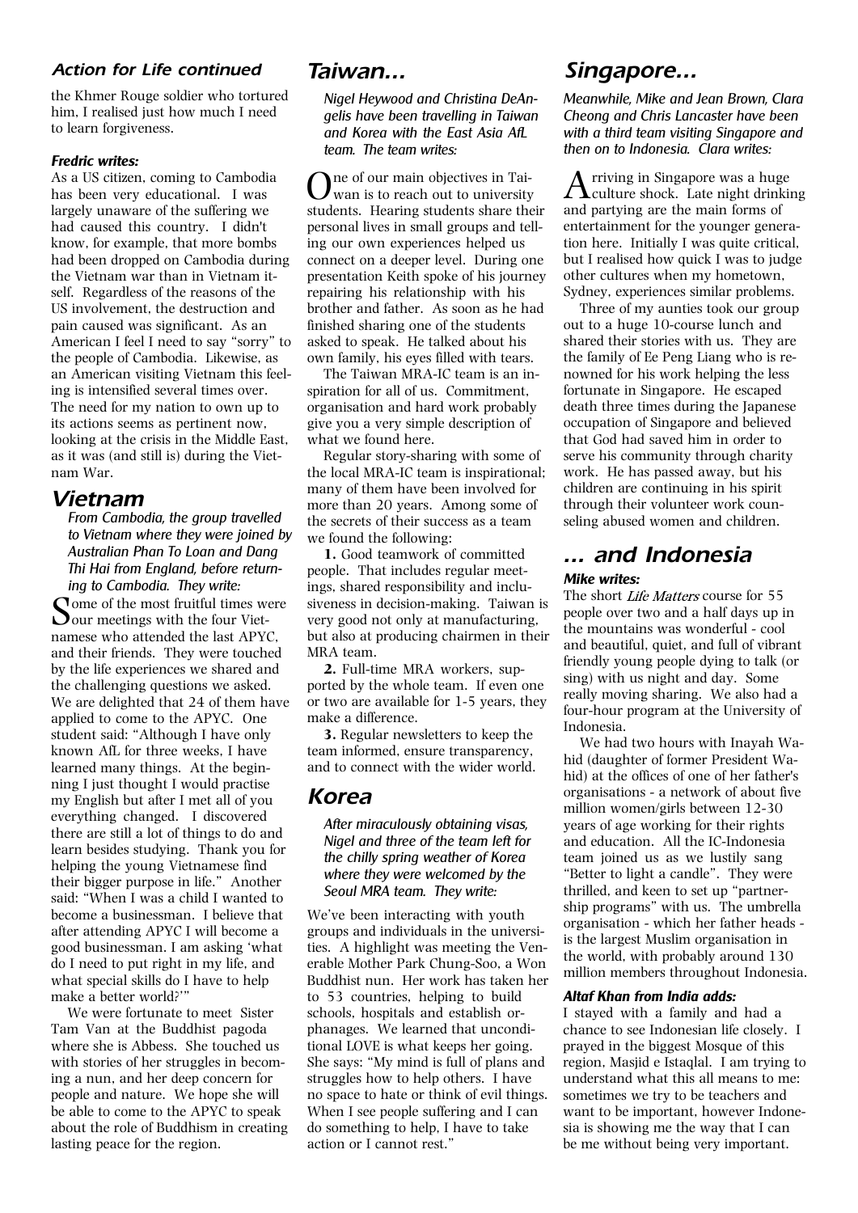## *Action for Life continued*

the Khmer Rouge soldier who tortured him, I realised just how much I need to learn forgiveness.

***Fredric writes:***

As a US citizen, coming to Cambodia has been very educational. I was largely unaware of the suffering we had caused this country. I didn't know, for example, that more bombs had been dropped on Cambodia during the Vietnam war than in Vietnam itself. Regardless of the reasons of the US involvement, the destruction and pain caused was significant. As an American I feel I need to say "sorry" to the people of Cambodia. Likewise, as an American visiting Vietnam this feeling is intensified several times over. The need for my nation to own up to its actions seems as pertinent now, looking at the crisis in the Middle East, as it was (and still is) during the Vietnam War.

## *Vietnam*

*From Cambodia, the group travelled to Vietnam where they were joined by Australian Phan To Loan and Dang Thi Hai from England, before returning to Cambodia. They write:*

Some of the most fruitful times were our meetings with the four Vietnamese who attended the last APYC, and their friends. They were touched by the life experiences we shared and the challenging questions we asked. We are delighted that 24 of them have applied to come to the APYC. One student said: "Although I have only known AfL for three weeks, I have learned many things. At the beginning I just thought I would practise my English but after I met all of you everything changed. I discovered there are still a lot of things to do and learn besides studying. Thank you for helping the young Vietnamese find their bigger purpose in life." Another said: "When I was a child I wanted to become a businessman. I believe that after attending APYC I will become a good businessman. I am asking 'what do I need to put right in my life, and what special skills do I have to help make a better world?'"

We were fortunate to meet Sister Tam Van at the Buddhist pagoda where she is Abbess. She touched us with stories of her struggles in becoming a nun, and her deep concern for people and nature. We hope she will be able to come to the APYC to speak about the role of Buddhism in creating lasting peace for the region.

## *Taiwan...*

*Nigel Heywood and Christina DeAngelis have been travelling in Taiwan and Korea with the East Asia AfL team. The team writes:*

One of our main objectives in Taiwan is to reach out to university students. Hearing students share their personal lives in small groups and telling our own experiences helped us connect on a deeper level. During one presentation Keith spoke of his journey repairing his relationship with his brother and father. As soon as he had finished sharing one of the students asked to speak. He talked about his own family, his eyes filled with tears.

The Taiwan MRA-IC team is an inspiration for all of us. Commitment, organisation and hard work probably give you a very simple description of what we found here.

Regular story-sharing with some of the local MRA-IC team is inspirational; many of them have been involved for more than 20 years. Among some of the secrets of their success as a team we found the following:

**1.** Good teamwork of committed people. That includes regular meetings, shared responsibility and inclusiveness in decision-making. Taiwan is very good not only at manufacturing, but also at producing chairmen in their MRA team.

**2.** Full-time MRA workers, supported by the whole team. If even one or two are available for 1-5 years, they make a difference.

**3.** Regular newsletters to keep the team informed, ensure transparency, and to connect with the wider world.

## *Korea*

*After miraculously obtaining visas, Nigel and three of the team left for the chilly spring weather of Korea where they were welcomed by the Seoul MRA team. They write:*

We've been interacting with youth groups and individuals in the universities. A highlight was meeting the Venerable Mother Park Chung-Soo, a Won Buddhist nun. Her work has taken her to 53 countries, helping to build schools, hospitals and establish orphanages. We learned that unconditional LOVE is what keeps her going. She says: "My mind is full of plans and struggles how to help others. I have no space to hate or think of evil things. When I see people suffering and I can do something to help, I have to take action or I cannot rest."

## *Singapore...*

*Meanwhile, Mike and Jean Brown, Clara Cheong and Chris Lancaster have been with a third team visiting Singapore and then on to Indonesia. Clara writes:*

Arriving in Singapore was a huge culture shock. Late night drinking and partying are the main forms of entertainment for the younger generation here. Initially I was quite critical, but I realised how quick I was to judge other cultures when my hometown, Sydney, experiences similar problems.

Three of my aunties took our group out to a huge 10-course lunch and shared their stories with us. They are the family of Ee Peng Liang who is renowned for his work helping the less fortunate in Singapore. He escaped death three times during the Japanese occupation of Singapore and believed that God had saved him in order to serve his community through charity work. He has passed away, but his children are continuing in his spirit through their volunteer work counseling abused women and children.

## *... and Indonesia*

***Mike writes:***

The short *Life Matters* course for 55 people over two and a half days up in the mountains was wonderful - cool and beautiful, quiet, and full of vibrant friendly young people dying to talk (or sing) with us night and day. Some really moving sharing. We also had a four-hour program at the University of Indonesia.

We had two hours with Inayah Wahid (daughter of former President Wahid) at the offices of one of her father's organisations - a network of about five million women/girls between 12-30 years of age working for their rights and education. All the IC-Indonesia team joined us as we lustily sang "Better to light a candle". They were thrilled, and keen to set up "partnership programs" with us. The umbrella organisation - which her father heads - is the largest Muslim organisation in the world, with probably around 130 million members throughout Indonesia.

***Altaf Khan from India adds:***

I stayed with a family and had a chance to see Indonesian life closely. I prayed in the biggest Mosque of this region, Masjid e Istaqlal. I am trying to understand what this all means to me: sometimes we try to be teachers and want to be important, however Indonesia is showing me the way that I can be me without being very important.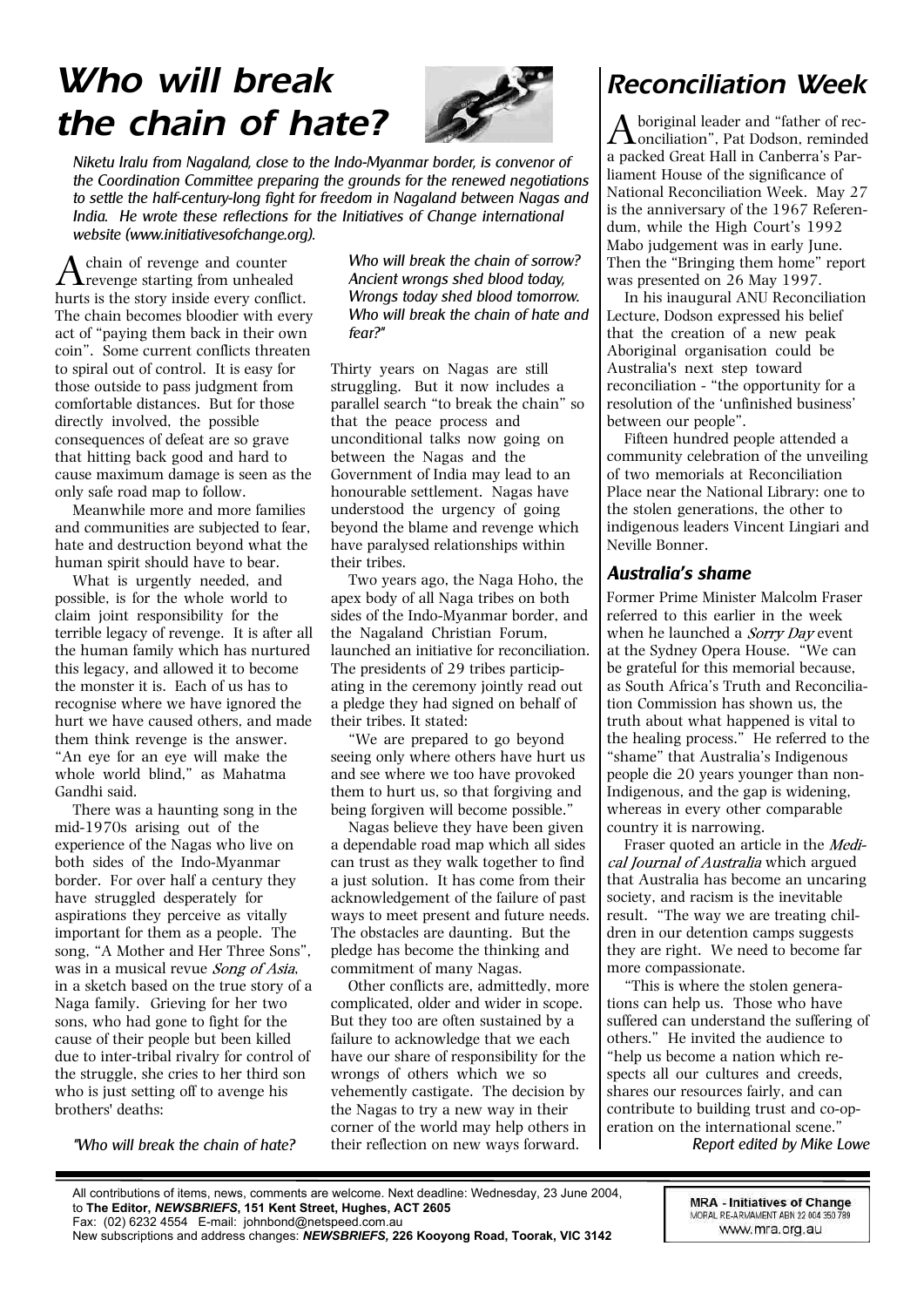# *Who will break the chain of hate?*

*Niketu Iralu from Nagaland, close to the Indo-Myanmar border, is convenor of the Coordination Committee preparing the grounds for the renewed negotiations to settle the half-century-long fight for freedom in Nagaland between Nagas and India. He wrote these reflections for the Initiatives of Change international website (www.initiativesofchange.org).*

A chain of revenge and counter revenge starting from unhealed hurts is the story inside every conflict. The chain becomes bloodier with every act of "paying them back in their own coin". Some current conflicts threaten to spiral out of control. It is easy for those outside to pass judgment from comfortable distances. But for those directly involved, the possible consequences of defeat are so grave that hitting back good and hard to cause maximum damage is seen as the only safe road map to follow.

Meanwhile more and more families and communities are subjected to fear, hate and destruction beyond what the human spirit should have to bear.

What is urgently needed, and possible, is for the whole world to claim joint responsibility for the terrible legacy of revenge. It is after all the human family which has nurtured this legacy, and allowed it to become the monster it is. Each of us has to recognise where we have ignored the hurt we have caused others, and made them think revenge is the answer. "An eye for an eye will make the whole world blind," as Mahatma Gandhi said.

There was a haunting song in the mid-1970s arising out of the experience of the Nagas who live on both sides of the Indo-Myanmar border. For over half a century they have struggled desperately for aspirations they perceive as vitally important for them as a people. The song, "A Mother and Her Three Sons", was in a musical revue *Song of Asia*, in a sketch based on the true story of a Naga family. Grieving for her two sons, who had gone to fight for the cause of their people but been killed due to inter-tribal rivalry for control of the struggle, she cries to her third son who is just setting off to avenge his brothers' deaths:

*"Who will break the chain of hate?*
*Who will break the chain of sorrow?*
*Ancient wrongs shed blood today,*
*Wrongs today shed blood tomorrow.*
*Who will break the chain of hate and fear?"*

Thirty years on Nagas are still struggling. But it now includes a parallel search "to break the chain" so that the peace process and unconditional talks now going on between the Nagas and the Government of India may lead to an honourable settlement. Nagas have understood the urgency of going beyond the blame and revenge which have paralysed relationships within their tribes.

Two years ago, the Naga Hoho, the apex body of all Naga tribes on both sides of the Indo-Myanmar border, and the Nagaland Christian Forum, launched an initiative for reconciliation. The presidents of 29 tribes participating in the ceremony jointly read out a pledge they had signed on behalf of their tribes. It stated:

"We are prepared to go beyond seeing only where others have hurt us and see where we too have provoked them to hurt us, so that forgiving and being forgiven will become possible."

Nagas believe they have been given a dependable road map which all sides can trust as they walk together to find a just solution. It has come from their acknowledgement of the failure of past ways to meet present and future needs. The obstacles are daunting. But the pledge has become the thinking and commitment of many Nagas.

Other conflicts are, admittedly, more complicated, older and wider in scope. But they too are often sustained by a failure to acknowledge that we each have our share of responsibility for the wrongs of others which we so vehemently castigate. The decision by the Nagas to try a new way in their corner of the world may help others in their reflection on new ways forward.

# *Reconciliation Week*

Aboriginal leader and "father of reconciliation", Pat Dodson, reminded a packed Great Hall in Canberra's Parliament House of the significance of National Reconciliation Week. May 27 is the anniversary of the 1967 Referendum, while the High Court's 1992 Mabo judgement was in early June. Then the "Bringing them home" report was presented on 26 May 1997.

In his inaugural ANU Reconciliation Lecture, Dodson expressed his belief that the creation of a new peak Aboriginal organisation could be Australia's next step toward reconciliation - "the opportunity for a resolution of the 'unfinished business' between our people".

Fifteen hundred people attended a community celebration of the unveiling of two memorials at Reconciliation Place near the National Library: one to the stolen generations, the other to indigenous leaders Vincent Lingiari and Neville Bonner.

### *Australia's shame*

Former Prime Minister Malcolm Fraser referred to this earlier in the week when he launched a *Sorry Day* event at the Sydney Opera House. "We can be grateful for this memorial because, as South Africa's Truth and Reconciliation Commission has shown us, the truth about what happened is vital to the healing process." He referred to the "shame" that Australia's Indigenous people die 20 years younger than non-Indigenous, and the gap is widening, whereas in every other comparable country it is narrowing.

Fraser quoted an article in the *Medical Journal of Australia* which argued that Australia has become an uncaring society, and racism is the inevitable result. "The way we are treating children in our detention camps suggests they are right. We need to become far more compassionate.

"This is where the stolen generations can help us. Those who have suffered can understand the suffering of others." He invited the audience to "help us become a nation which respects all our cultures and creeds, shares our resources fairly, and can contribute to building trust and co-operation on the international scene."

*Report edited by Mike Lowe*

All contributions of items, news, comments are welcome. Next deadline: Wednesday, 23 June 2004, to **The Editor, *NEWSBRIEFS*, 151 Kent Street, Hughes, ACT 2605**
Fax: (02) 6232 4554 E-mail: johnbond@netspeed.com.au
New subscriptions and address changes: ***NEWSBRIEFS*, 226 Kooyong Road, Toorak, VIC 3142**

**MRA - Initiatives of Change**
MORAL RE-ARMAMENT ABN 22 004 350 789
www.mra.org.au